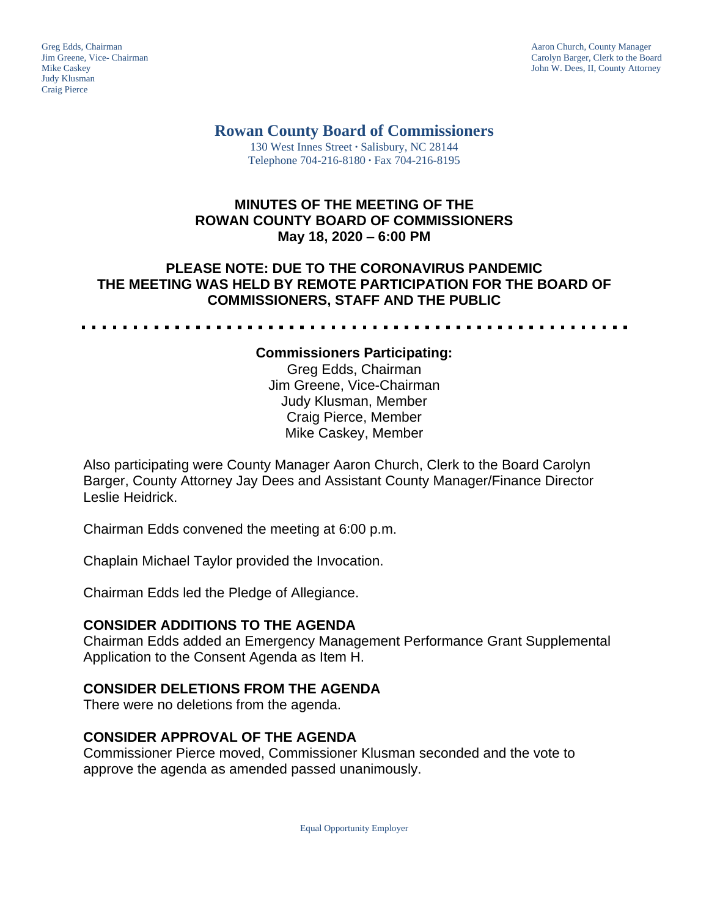Greg Edds, Chairman
Jim Greene, Vice- Chairman
Mike Caskey
Judy Klusman
Craig Pierce

Aaron Church, County Manager
Carolyn Barger, Clerk to the Board
John W. Dees, II, County Attorney

# Rowan County Board of Commissioners

130 West Innes Street · Salisbury, NC 28144
Telephone 704-216-8180 · Fax 704-216-8195

## MINUTES OF THE MEETING OF THE ROWAN COUNTY BOARD OF COMMISSIONERS May 18, 2020 – 6:00 PM

## PLEASE NOTE: DUE TO THE CORONAVIRUS PANDEMIC THE MEETING WAS HELD BY REMOTE PARTICIPATION FOR THE BOARD OF COMMISSIONERS, STAFF AND THE PUBLIC

**Commissioners Participating:**
Greg Edds, Chairman
Jim Greene, Vice-Chairman
Judy Klusman, Member
Craig Pierce, Member
Mike Caskey, Member

Also participating were County Manager Aaron Church, Clerk to the Board Carolyn Barger, County Attorney Jay Dees and Assistant County Manager/Finance Director Leslie Heidrick.

Chairman Edds convened the meeting at 6:00 p.m.

Chaplain Michael Taylor provided the Invocation.

Chairman Edds led the Pledge of Allegiance.

### CONSIDER ADDITIONS TO THE AGENDA

Chairman Edds added an Emergency Management Performance Grant Supplemental Application to the Consent Agenda as Item H.

### CONSIDER DELETIONS FROM THE AGENDA

There were no deletions from the agenda.

### CONSIDER APPROVAL OF THE AGENDA

Commissioner Pierce moved, Commissioner Klusman seconded and the vote to approve the agenda as amended passed unanimously.

Equal Opportunity Employer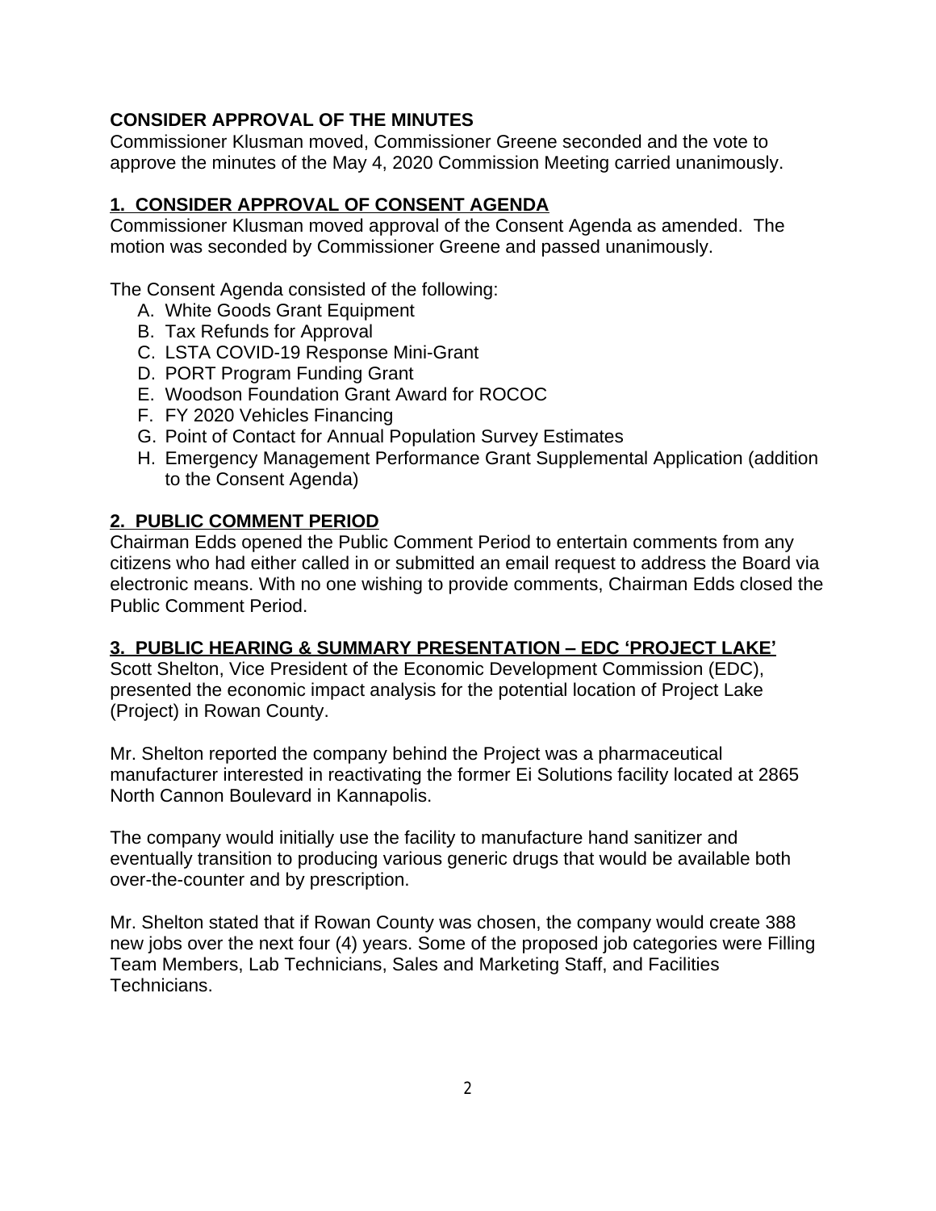**CONSIDER APPROVAL OF THE MINUTES**

Commissioner Klusman moved, Commissioner Greene seconded and the vote to approve the minutes of the May 4, 2020 Commission Meeting carried unanimously.

**1. CONSIDER APPROVAL OF CONSENT AGENDA**

Commissioner Klusman moved approval of the Consent Agenda as amended. The motion was seconded by Commissioner Greene and passed unanimously.

The Consent Agenda consisted of the following:

A. White Goods Grant Equipment
B. Tax Refunds for Approval
C. LSTA COVID-19 Response Mini-Grant
D. PORT Program Funding Grant
E. Woodson Foundation Grant Award for ROCOC
F. FY 2020 Vehicles Financing
G. Point of Contact for Annual Population Survey Estimates
H. Emergency Management Performance Grant Supplemental Application (addition to the Consent Agenda)

**2. PUBLIC COMMENT PERIOD**

Chairman Edds opened the Public Comment Period to entertain comments from any citizens who had either called in or submitted an email request to address the Board via electronic means. With no one wishing to provide comments, Chairman Edds closed the Public Comment Period.

**3. PUBLIC HEARING & SUMMARY PRESENTATION – EDC 'PROJECT LAKE'**

Scott Shelton, Vice President of the Economic Development Commission (EDC), presented the economic impact analysis for the potential location of Project Lake (Project) in Rowan County.

Mr. Shelton reported the company behind the Project was a pharmaceutical manufacturer interested in reactivating the former Ei Solutions facility located at 2865 North Cannon Boulevard in Kannapolis.

The company would initially use the facility to manufacture hand sanitizer and eventually transition to producing various generic drugs that would be available both over-the-counter and by prescription.

Mr. Shelton stated that if Rowan County was chosen, the company would create 388 new jobs over the next four (4) years. Some of the proposed job categories were Filling Team Members, Lab Technicians, Sales and Marketing Staff, and Facilities Technicians.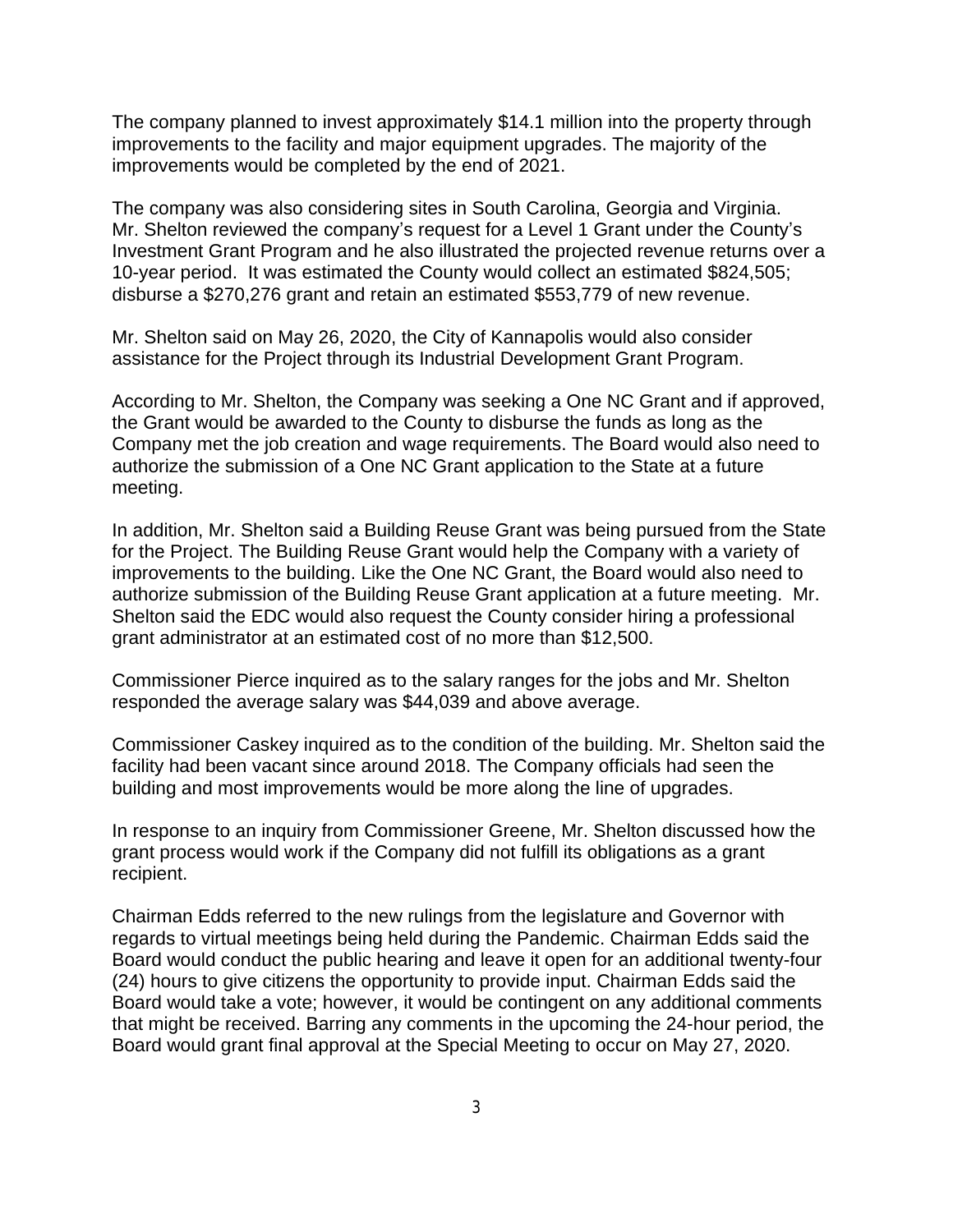The company planned to invest approximately $14.1 million into the property through improvements to the facility and major equipment upgrades. The majority of the improvements would be completed by the end of 2021.

The company was also considering sites in South Carolina, Georgia and Virginia. Mr. Shelton reviewed the company's request for a Level 1 Grant under the County's Investment Grant Program and he also illustrated the projected revenue returns over a 10-year period. It was estimated the County would collect an estimated $824,505; disburse a $270,276 grant and retain an estimated $553,779 of new revenue.

Mr. Shelton said on May 26, 2020, the City of Kannapolis would also consider assistance for the Project through its Industrial Development Grant Program.

According to Mr. Shelton, the Company was seeking a One NC Grant and if approved, the Grant would be awarded to the County to disburse the funds as long as the Company met the job creation and wage requirements. The Board would also need to authorize the submission of a One NC Grant application to the State at a future meeting.

In addition, Mr. Shelton said a Building Reuse Grant was being pursued from the State for the Project. The Building Reuse Grant would help the Company with a variety of improvements to the building. Like the One NC Grant, the Board would also need to authorize submission of the Building Reuse Grant application at a future meeting. Mr. Shelton said the EDC would also request the County consider hiring a professional grant administrator at an estimated cost of no more than $12,500.

Commissioner Pierce inquired as to the salary ranges for the jobs and Mr. Shelton responded the average salary was $44,039 and above average.

Commissioner Caskey inquired as to the condition of the building. Mr. Shelton said the facility had been vacant since around 2018. The Company officials had seen the building and most improvements would be more along the line of upgrades.

In response to an inquiry from Commissioner Greene, Mr. Shelton discussed how the grant process would work if the Company did not fulfill its obligations as a grant recipient.

Chairman Edds referred to the new rulings from the legislature and Governor with regards to virtual meetings being held during the Pandemic. Chairman Edds said the Board would conduct the public hearing and leave it open for an additional twenty-four (24) hours to give citizens the opportunity to provide input. Chairman Edds said the Board would take a vote; however, it would be contingent on any additional comments that might be received. Barring any comments in the upcoming the 24-hour period, the Board would grant final approval at the Special Meeting to occur on May 27, 2020.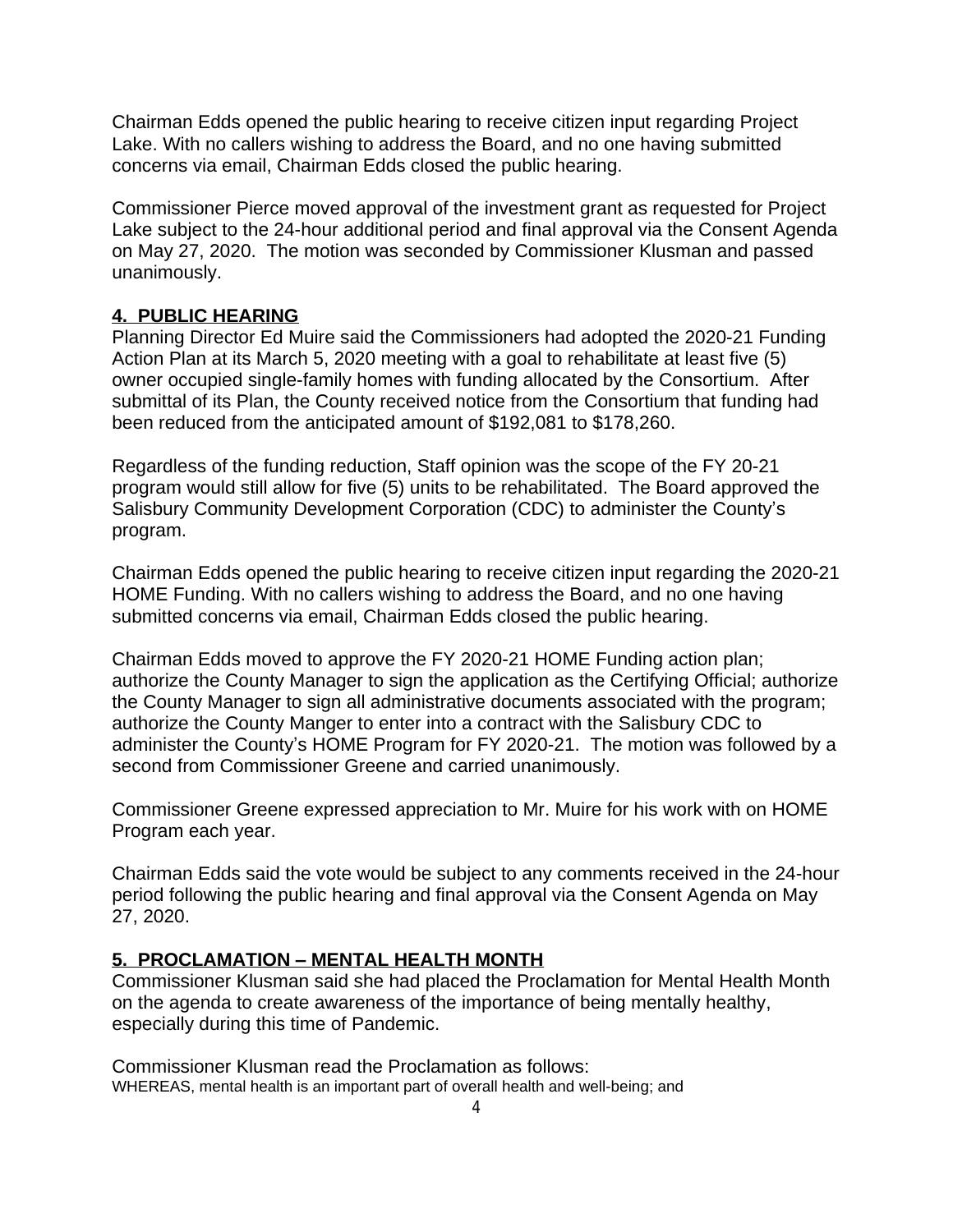Chairman Edds opened the public hearing to receive citizen input regarding Project Lake. With no callers wishing to address the Board, and no one having submitted concerns via email, Chairman Edds closed the public hearing.

Commissioner Pierce moved approval of the investment grant as requested for Project Lake subject to the 24-hour additional period and final approval via the Consent Agenda on May 27, 2020. The motion was seconded by Commissioner Klusman and passed unanimously.

## 4. PUBLIC HEARING

Planning Director Ed Muire said the Commissioners had adopted the 2020-21 Funding Action Plan at its March 5, 2020 meeting with a goal to rehabilitate at least five (5) owner occupied single-family homes with funding allocated by the Consortium. After submittal of its Plan, the County received notice from the Consortium that funding had been reduced from the anticipated amount of $192,081 to $178,260.

Regardless of the funding reduction, Staff opinion was the scope of the FY 20-21 program would still allow for five (5) units to be rehabilitated. The Board approved the Salisbury Community Development Corporation (CDC) to administer the County's program.

Chairman Edds opened the public hearing to receive citizen input regarding the 2020-21 HOME Funding. With no callers wishing to address the Board, and no one having submitted concerns via email, Chairman Edds closed the public hearing.

Chairman Edds moved to approve the FY 2020-21 HOME Funding action plan; authorize the County Manager to sign the application as the Certifying Official; authorize the County Manager to sign all administrative documents associated with the program; authorize the County Manger to enter into a contract with the Salisbury CDC to administer the County's HOME Program for FY 2020-21. The motion was followed by a second from Commissioner Greene and carried unanimously.

Commissioner Greene expressed appreciation to Mr. Muire for his work with on HOME Program each year.

Chairman Edds said the vote would be subject to any comments received in the 24-hour period following the public hearing and final approval via the Consent Agenda on May 27, 2020.

## 5. PROCLAMATION – MENTAL HEALTH MONTH

Commissioner Klusman said she had placed the Proclamation for Mental Health Month on the agenda to create awareness of the importance of being mentally healthy, especially during this time of Pandemic.

Commissioner Klusman read the Proclamation as follows:

WHEREAS, mental health is an important part of overall health and well-being; and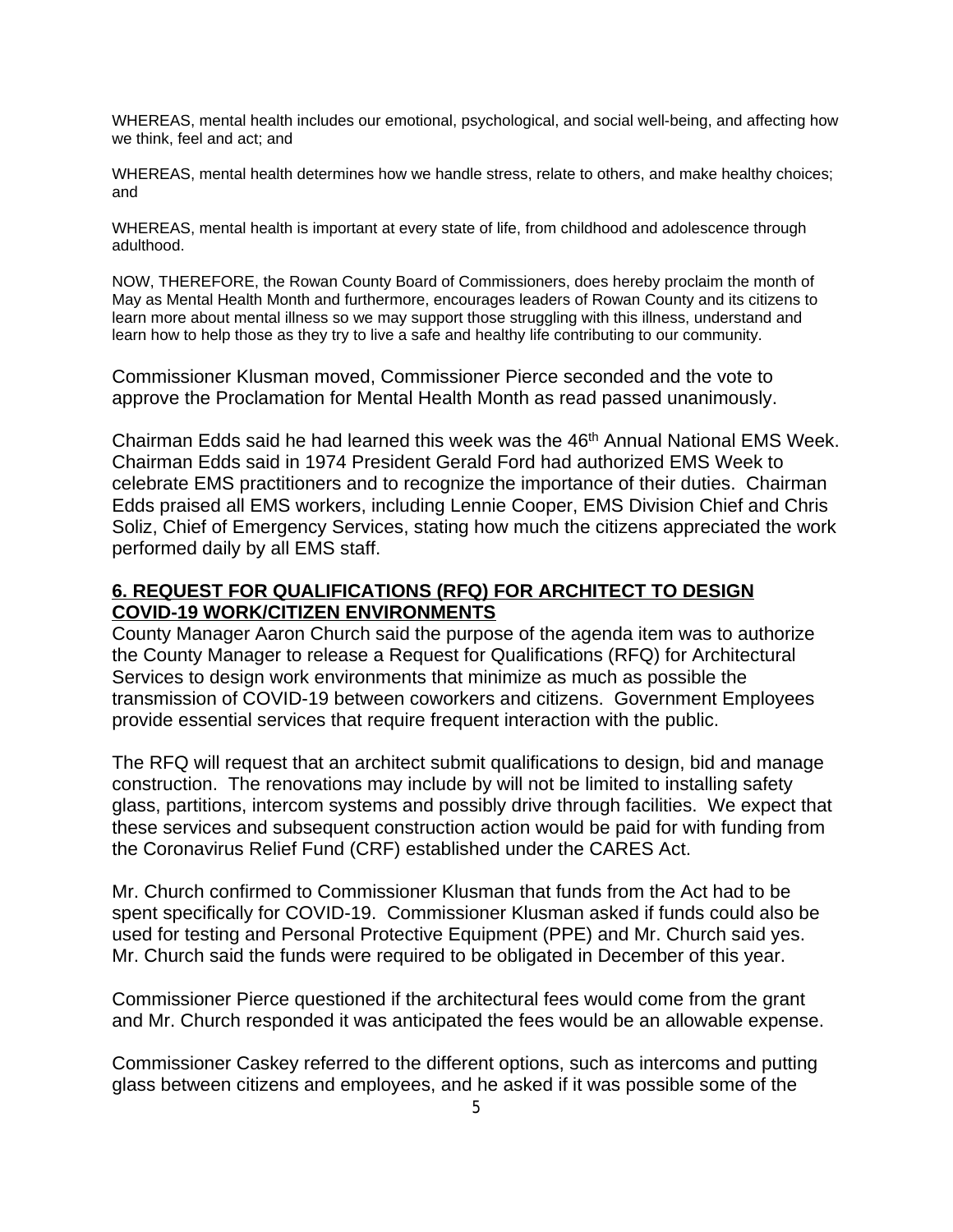WHEREAS, mental health includes our emotional, psychological, and social well-being, and affecting how we think, feel and act; and

WHEREAS, mental health determines how we handle stress, relate to others, and make healthy choices; and

WHEREAS, mental health is important at every state of life, from childhood and adolescence through adulthood.

NOW, THEREFORE, the Rowan County Board of Commissioners, does hereby proclaim the month of May as Mental Health Month and furthermore, encourages leaders of Rowan County and its citizens to learn more about mental illness so we may support those struggling with this illness, understand and learn how to help those as they try to live a safe and healthy life contributing to our community.

Commissioner Klusman moved, Commissioner Pierce seconded and the vote to approve the Proclamation for Mental Health Month as read passed unanimously.

Chairman Edds said he had learned this week was the 46th Annual National EMS Week. Chairman Edds said in 1974 President Gerald Ford had authorized EMS Week to celebrate EMS practitioners and to recognize the importance of their duties. Chairman Edds praised all EMS workers, including Lennie Cooper, EMS Division Chief and Chris Soliz, Chief of Emergency Services, stating how much the citizens appreciated the work performed daily by all EMS staff.

## 6. REQUEST FOR QUALIFICATIONS (RFQ) FOR ARCHITECT TO DESIGN COVID-19 WORK/CITIZEN ENVIRONMENTS

County Manager Aaron Church said the purpose of the agenda item was to authorize the County Manager to release a Request for Qualifications (RFQ) for Architectural Services to design work environments that minimize as much as possible the transmission of COVID-19 between coworkers and citizens. Government Employees provide essential services that require frequent interaction with the public.

The RFQ will request that an architect submit qualifications to design, bid and manage construction. The renovations may include by will not be limited to installing safety glass, partitions, intercom systems and possibly drive through facilities. We expect that these services and subsequent construction action would be paid for with funding from the Coronavirus Relief Fund (CRF) established under the CARES Act.

Mr. Church confirmed to Commissioner Klusman that funds from the Act had to be spent specifically for COVID-19. Commissioner Klusman asked if funds could also be used for testing and Personal Protective Equipment (PPE) and Mr. Church said yes. Mr. Church said the funds were required to be obligated in December of this year.

Commissioner Pierce questioned if the architectural fees would come from the grant and Mr. Church responded it was anticipated the fees would be an allowable expense.

Commissioner Caskey referred to the different options, such as intercoms and putting glass between citizens and employees, and he asked if it was possible some of the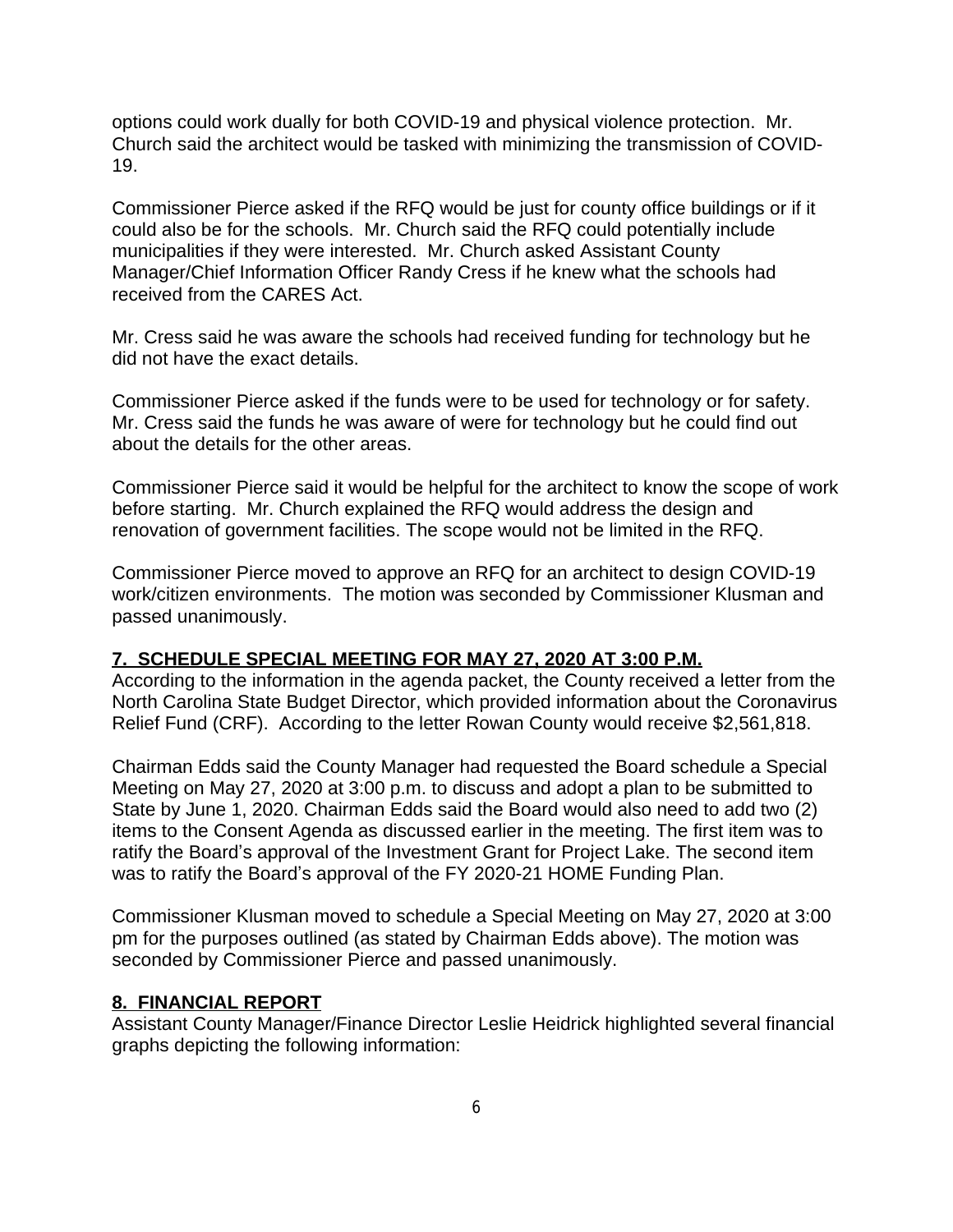options could work dually for both COVID-19 and physical violence protection. Mr. Church said the architect would be tasked with minimizing the transmission of COVID-19.

Commissioner Pierce asked if the RFQ would be just for county office buildings or if it could also be for the schools. Mr. Church said the RFQ could potentially include municipalities if they were interested. Mr. Church asked Assistant County Manager/Chief Information Officer Randy Cress if he knew what the schools had received from the CARES Act.

Mr. Cress said he was aware the schools had received funding for technology but he did not have the exact details.

Commissioner Pierce asked if the funds were to be used for technology or for safety. Mr. Cress said the funds he was aware of were for technology but he could find out about the details for the other areas.

Commissioner Pierce said it would be helpful for the architect to know the scope of work before starting. Mr. Church explained the RFQ would address the design and renovation of government facilities. The scope would not be limited in the RFQ.

Commissioner Pierce moved to approve an RFQ for an architect to design COVID-19 work/citizen environments. The motion was seconded by Commissioner Klusman and passed unanimously.

## 7. SCHEDULE SPECIAL MEETING FOR MAY 27, 2020 AT 3:00 P.M.

According to the information in the agenda packet, the County received a letter from the North Carolina State Budget Director, which provided information about the Coronavirus Relief Fund (CRF). According to the letter Rowan County would receive $2,561,818.

Chairman Edds said the County Manager had requested the Board schedule a Special Meeting on May 27, 2020 at 3:00 p.m. to discuss and adopt a plan to be submitted to State by June 1, 2020. Chairman Edds said the Board would also need to add two (2) items to the Consent Agenda as discussed earlier in the meeting. The first item was to ratify the Board's approval of the Investment Grant for Project Lake. The second item was to ratify the Board's approval of the FY 2020-21 HOME Funding Plan.

Commissioner Klusman moved to schedule a Special Meeting on May 27, 2020 at 3:00 pm for the purposes outlined (as stated by Chairman Edds above). The motion was seconded by Commissioner Pierce and passed unanimously.

## 8. FINANCIAL REPORT

Assistant County Manager/Finance Director Leslie Heidrick highlighted several financial graphs depicting the following information: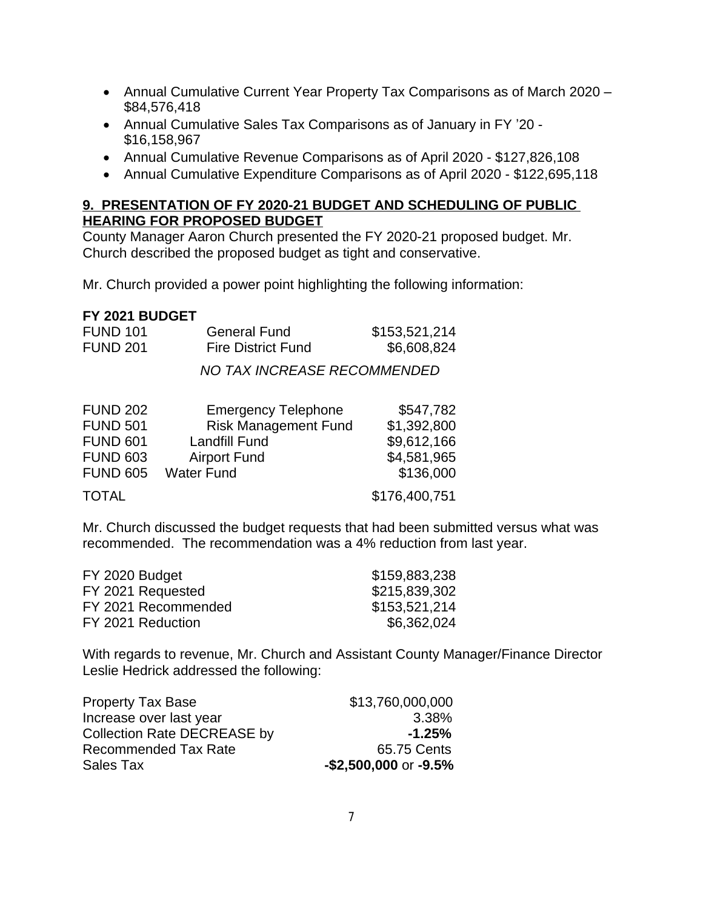- Annual Cumulative Current Year Property Tax Comparisons as of March 2020 – $84,576,418
- Annual Cumulative Sales Tax Comparisons as of January in FY '20 - $16,158,967
- Annual Cumulative Revenue Comparisons as of April 2020 - $127,826,108
- Annual Cumulative Expenditure Comparisons as of April 2020 - $122,695,118

**9. PRESENTATION OF FY 2020-21 BUDGET AND SCHEDULING OF PUBLIC HEARING FOR PROPOSED BUDGET**

County Manager Aaron Church presented the FY 2020-21 proposed budget. Mr. Church described the proposed budget as tight and conservative.

Mr. Church provided a power point highlighting the following information:

**FY 2021 BUDGET**

| | | |
|---|---|---|
| FUND 101 | General Fund | $153,521,214 |
| FUND 201 | Fire District Fund | $6,608,824 |

*NO TAX INCREASE RECOMMENDED*

| | | |
|---|---|---|
| FUND 202 | Emergency Telephone | $547,782 |
| FUND 501 | Risk Management Fund | $1,392,800 |
| FUND 601 | Landfill Fund | $9,612,166 |
| FUND 603 | Airport Fund | $4,581,965 |
| FUND 605 | Water Fund | $136,000 |
| TOTAL | | $176,400,751 |

Mr. Church discussed the budget requests that had been submitted versus what was recommended. The recommendation was a 4% reduction from last year.

| | |
|---|---|
| FY 2020 Budget | $159,883,238 |
| FY 2021 Requested | $215,839,302 |
| FY 2021 Recommended | $153,521,214 |
| FY 2021 Reduction | $6,362,024 |

With regards to revenue, Mr. Church and Assistant County Manager/Finance Director Leslie Hedrick addressed the following:

| | |
|---|---|
| Property Tax Base | $13,760,000,000 |
| Increase over last year | 3.38% |
| Collection Rate DECREASE by | **-1.25%** |
| Recommended Tax Rate | 65.75 Cents |
| Sales Tax | **-$2,500,000** or **-9.5%** |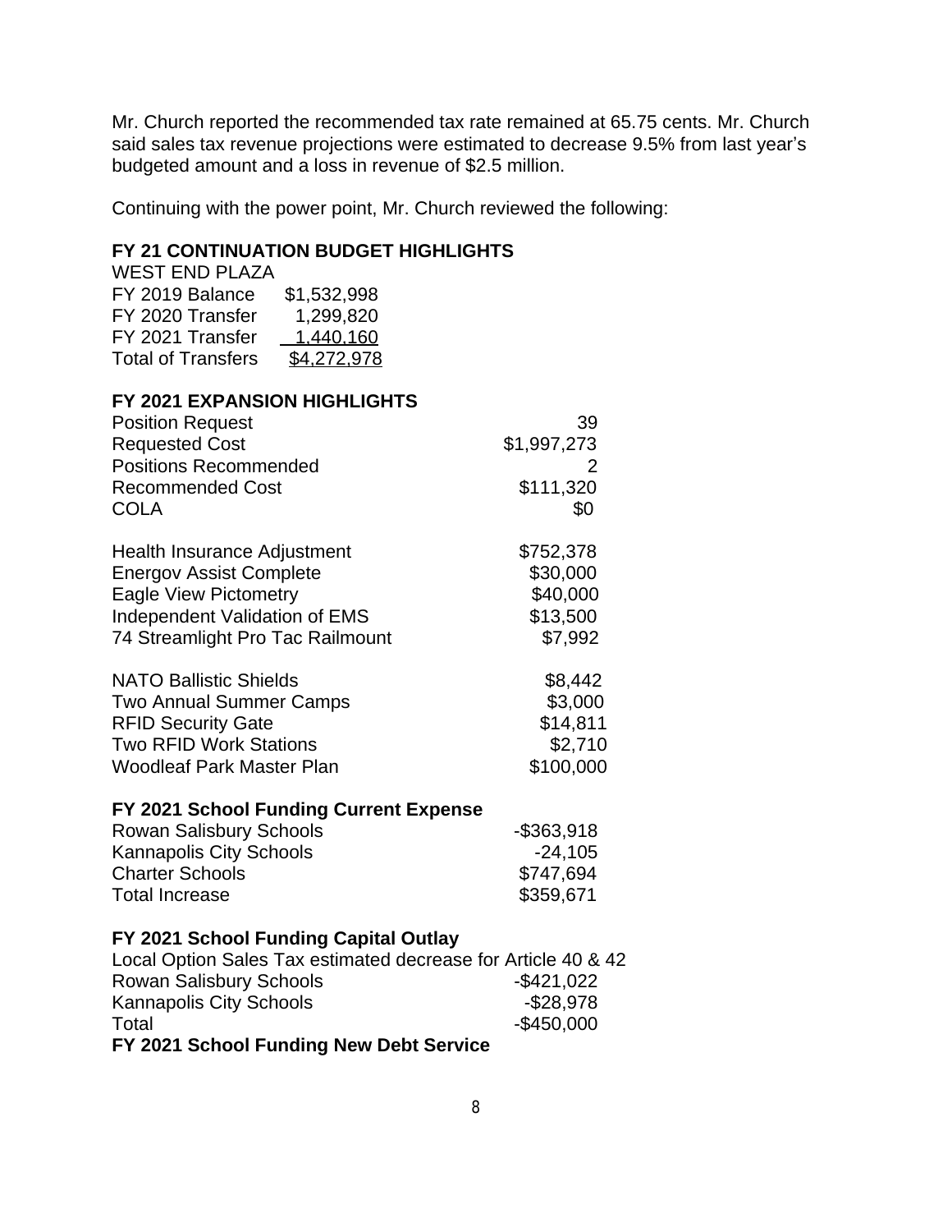Mr. Church reported the recommended tax rate remained at 65.75 cents. Mr. Church said sales tax revenue projections were estimated to decrease 9.5% from last year's budgeted amount and a loss in revenue of $2.5 million.

Continuing with the power point, Mr. Church reviewed the following:

**FY 21 CONTINUATION BUDGET HIGHLIGHTS**

WEST END PLAZA

| | |
|---|---|
| FY 2019 Balance | $1,532,998 |
| FY 2020 Transfer | 1,299,820 |
| FY 2021 Transfer | 1,440,160 |
| Total of Transfers | $4,272,978 |

**FY 2021 EXPANSION HIGHLIGHTS**

| | |
|---|---|
| Position Request | 39 |
| Requested Cost | $1,997,273 |
| Positions Recommended | 2 |
| Recommended Cost | $111,320 |
| COLA | $0 |
| Health Insurance Adjustment | $752,378 |
| Energov Assist Complete | $30,000 |
| Eagle View Pictometry | $40,000 |
| Independent Validation of EMS | $13,500 |
| 74 Streamlight Pro Tac Railmount | $7,992 |
| NATO Ballistic Shields | $8,442 |
| Two Annual Summer Camps | $3,000 |
| RFID Security Gate | $14,811 |
| Two RFID Work Stations | $2,710 |
| Woodleaf Park Master Plan | $100,000 |

**FY 2021 School Funding Current Expense**

| | |
|---|---|
| Rowan Salisbury Schools | -$363,918 |
| Kannapolis City Schools | -24,105 |
| Charter Schools | $747,694 |
| Total Increase | $359,671 |

**FY 2021 School Funding Capital Outlay**

Local Option Sales Tax estimated decrease for Article 40 & 42

| | |
|---|---|
| Rowan Salisbury Schools | -$421,022 |
| Kannapolis City Schools | -$28,978 |
| Total | -$450,000 |

**FY 2021 School Funding New Debt Service**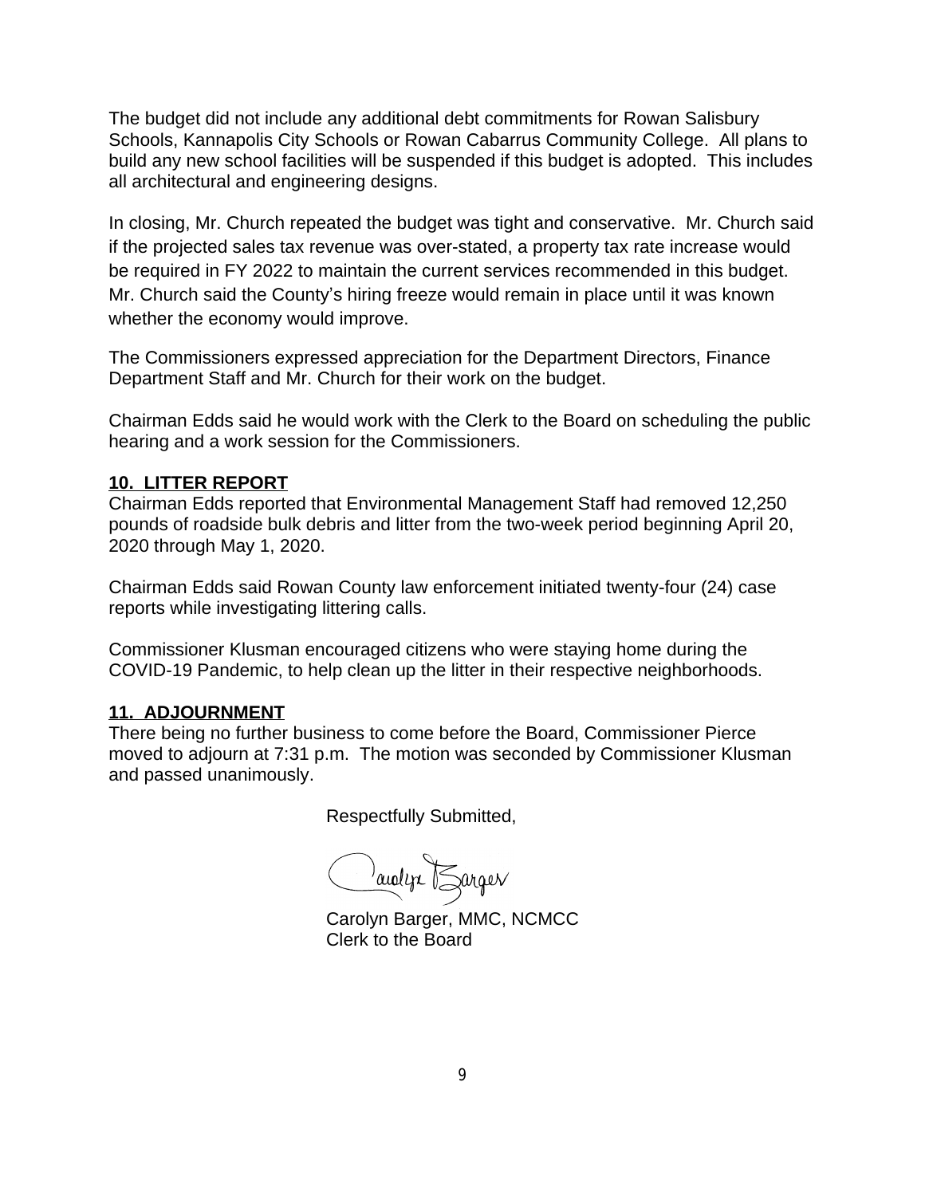The budget did not include any additional debt commitments for Rowan Salisbury Schools, Kannapolis City Schools or Rowan Cabarrus Community College. All plans to build any new school facilities will be suspended if this budget is adopted. This includes all architectural and engineering designs.

In closing, Mr. Church repeated the budget was tight and conservative. Mr. Church said if the projected sales tax revenue was over-stated, a property tax rate increase would be required in FY 2022 to maintain the current services recommended in this budget. Mr. Church said the County's hiring freeze would remain in place until it was known whether the economy would improve.

The Commissioners expressed appreciation for the Department Directors, Finance Department Staff and Mr. Church for their work on the budget.

Chairman Edds said he would work with the Clerk to the Board on scheduling the public hearing and a work session for the Commissioners.

**10. LITTER REPORT**

Chairman Edds reported that Environmental Management Staff had removed 12,250 pounds of roadside bulk debris and litter from the two-week period beginning April 20, 2020 through May 1, 2020.

Chairman Edds said Rowan County law enforcement initiated twenty-four (24) case reports while investigating littering calls.

Commissioner Klusman encouraged citizens who were staying home during the COVID-19 Pandemic, to help clean up the litter in their respective neighborhoods.

**11. ADJOURNMENT**

There being no further business to come before the Board, Commissioner Pierce moved to adjourn at 7:31 p.m. The motion was seconded by Commissioner Klusman and passed unanimously.

Respectfully Submitted,

Carolyn Barger

Carolyn Barger, MMC, NCMCC
Clerk to the Board